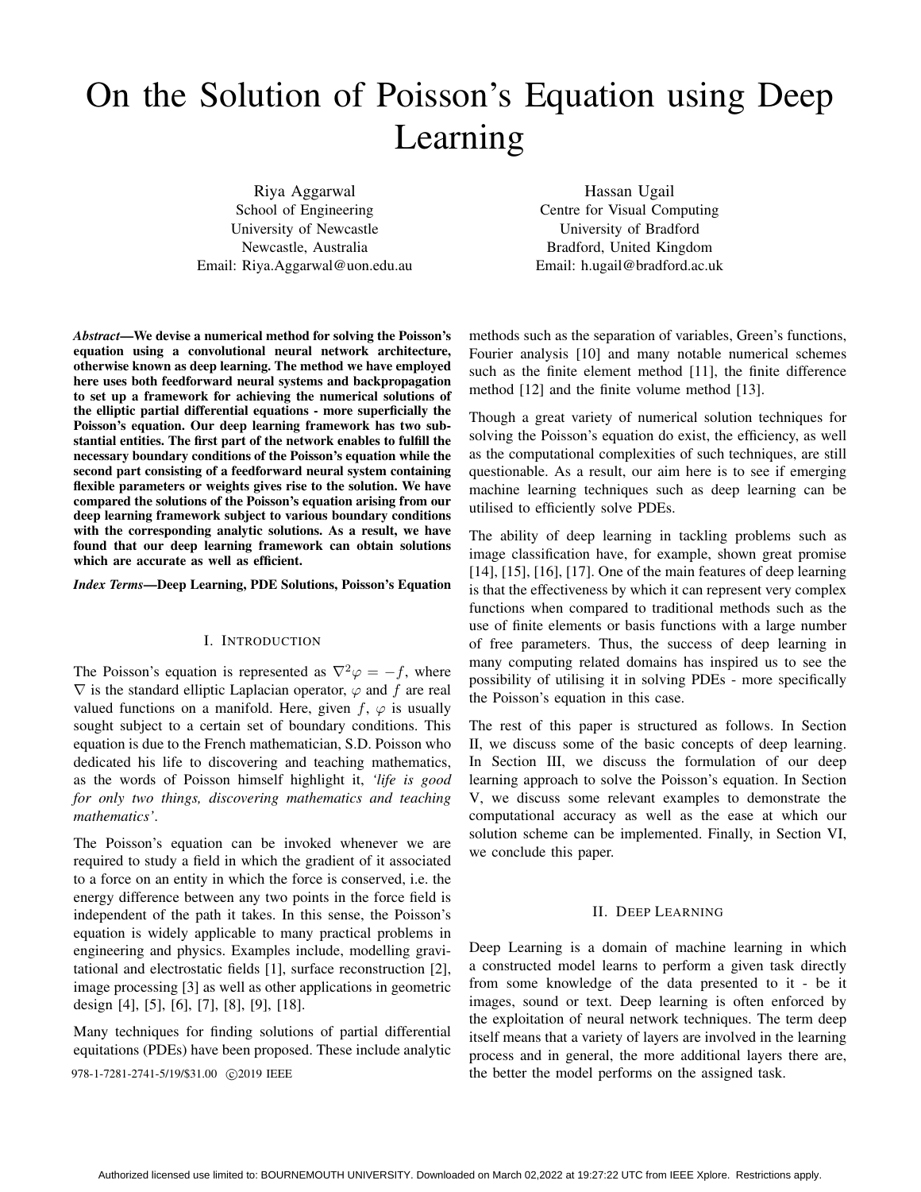# On the Solution of Poisson's Equation using Deep Learning

Riya Aggarwal
School of Engineering
University of Newcastle
Newcastle, Australia
Email: Riya.Aggarwal@uon.edu.au

Hassan Ugail
Centre for Visual Computing
University of Bradford
Bradford, United Kingdom
Email: h.ugail@bradford.ac.uk

***Abstract*—We devise a numerical method for solving the Poisson's equation using a convolutional neural network architecture, otherwise known as deep learning. The method we have employed here uses both feedforward neural systems and backpropagation to set up a framework for achieving the numerical solutions of the elliptic partial differential equations - more superficially the Poisson's equation. Our deep learning framework has two substantial entities. The first part of the network enables to fulfill the necessary boundary conditions of the Poisson's equation while the second part consisting of a feedforward neural system containing flexible parameters or weights gives rise to the solution. We have compared the solutions of the Poisson's equation arising from our deep learning framework subject to various boundary conditions with the corresponding analytic solutions. As a result, we have found that our deep learning framework can obtain solutions which are accurate as well as efficient.**

***Index Terms*—Deep Learning, PDE Solutions, Poisson's Equation**

## I. Introduction

The Poisson's equation is represented as $\nabla^2\varphi = -f$, where $\nabla$ is the standard elliptic Laplacian operator, $\varphi$ and $f$ are real valued functions on a manifold. Here, given $f$, $\varphi$ is usually sought subject to a certain set of boundary conditions. This equation is due to the French mathematician, S.D. Poisson who dedicated his life to discovering and teaching mathematics, as the words of Poisson himself highlight it, *'life is good for only two things, discovering mathematics and teaching mathematics'*.

The Poisson's equation can be invoked whenever we are required to study a field in which the gradient of it associated to a force on an entity in which the force is conserved, i.e. the energy difference between any two points in the force field is independent of the path it takes. In this sense, the Poisson's equation is widely applicable to many practical problems in engineering and physics. Examples include, modelling gravitational and electrostatic fields [1], surface reconstruction [2], image processing [3] as well as other applications in geometric design [4], [5], [6], [7], [8], [9], [18].

Many techniques for finding solutions of partial differential equitations (PDEs) have been proposed. These include analytic methods such as the separation of variables, Green's functions, Fourier analysis [10] and many notable numerical schemes such as the finite element method [11], the finite difference method [12] and the finite volume method [13].

Though a great variety of numerical solution techniques for solving the Poisson's equation do exist, the efficiency, as well as the computational complexities of such techniques, are still questionable. As a result, our aim here is to see if emerging machine learning techniques such as deep learning can be utilised to efficiently solve PDEs.

The ability of deep learning in tackling problems such as image classification have, for example, shown great promise [14], [15], [16], [17]. One of the main features of deep learning is that the effectiveness by which it can represent very complex functions when compared to traditional methods such as the use of finite elements or basis functions with a large number of free parameters. Thus, the success of deep learning in many computing related domains has inspired us to see the possibility of utilising it in solving PDEs - more specifically the Poisson's equation in this case.

The rest of this paper is structured as follows. In Section II, we discuss some of the basic concepts of deep learning. In Section III, we discuss the formulation of our deep learning approach to solve the Poisson's equation. In Section V, we discuss some relevant examples to demonstrate the computational accuracy as well as the ease at which our solution scheme can be implemented. Finally, in Section VI, we conclude this paper.

## II. Deep Learning

Deep Learning is a domain of machine learning in which a constructed model learns to perform a given task directly from some knowledge of the data presented to it - be it images, sound or text. Deep learning is often enforced by the exploitation of neural network techniques. The term deep itself means that a variety of layers are involved in the learning process and in general, the more additional layers there are, the better the model performs on the assigned task.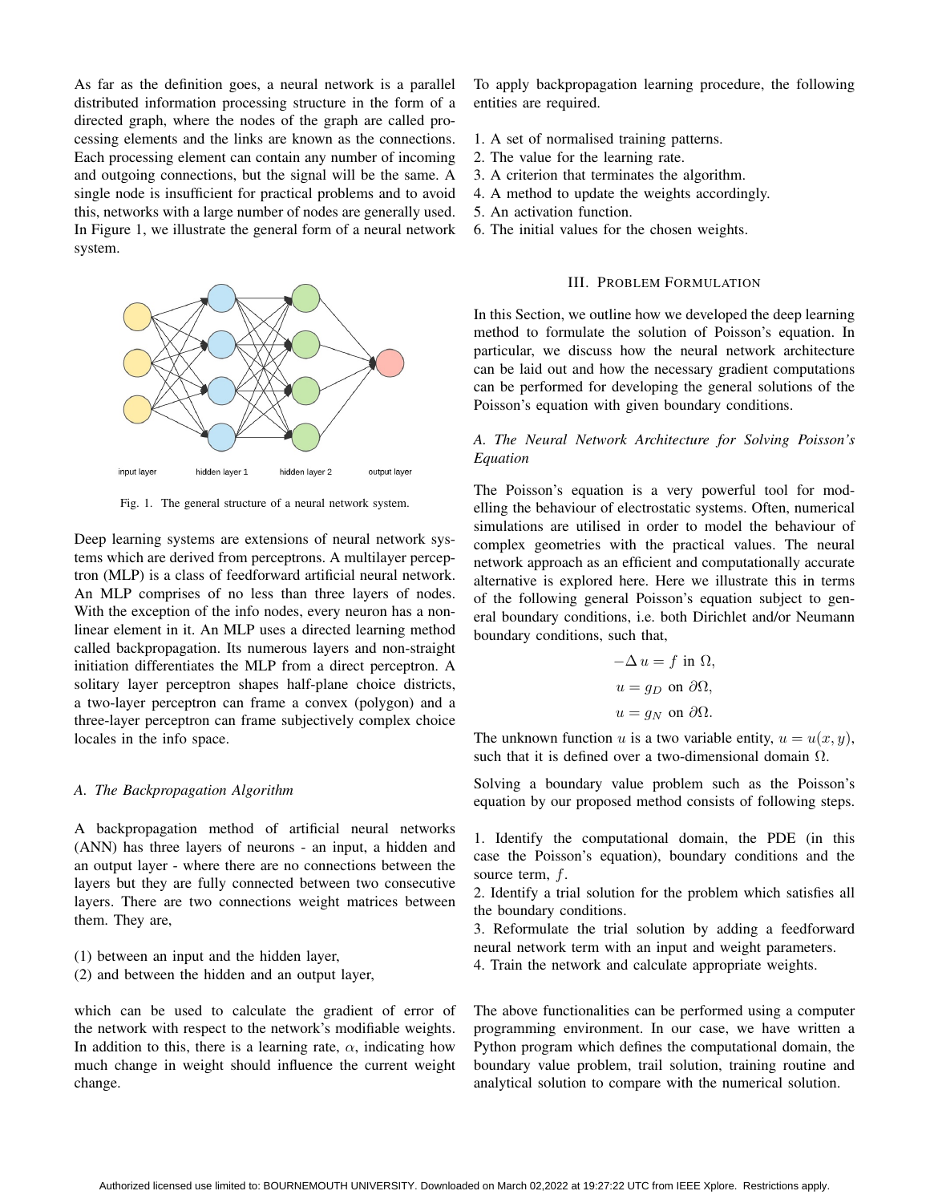As far as the definition goes, a neural network is a parallel distributed information processing structure in the form of a directed graph, where the nodes of the graph are called processing elements and the links are known as the connections. Each processing element can contain any number of incoming and outgoing connections, but the signal will be the same. A single node is insufficient for practical problems and to avoid this, networks with a large number of nodes are generally used. In Figure 1, we illustrate the general form of a neural network system.

Fig. 1. The general structure of a neural network system.

Deep learning systems are extensions of neural network systems which are derived from perceptrons. A multilayer perceptron (MLP) is a class of feedforward artificial neural network. An MLP comprises of no less than three layers of nodes. With the exception of the info nodes, every neuron has a nonlinear element in it. An MLP uses a directed learning method called backpropagation. Its numerous layers and non-straight initiation differentiates the MLP from a direct perceptron. A solitary layer perceptron shapes half-plane choice districts, a two-layer perceptron can frame a convex (polygon) and a three-layer perceptron can frame subjectively complex choice locales in the info space.

### *A. The Backpropagation Algorithm*

A backpropagation method of artificial neural networks (ANN) has three layers of neurons - an input, a hidden and an output layer - where there are no connections between the layers but they are fully connected between two consecutive layers. There are two connections weight matrices between them. They are,

(1) between an input and the hidden layer,
(2) and between the hidden and an output layer,

which can be used to calculate the gradient of error of the network with respect to the network's modifiable weights. In addition to this, there is a learning rate, $\alpha$, indicating how much change in weight should influence the current weight change.

To apply backpropagation learning procedure, the following entities are required.

1. A set of normalised training patterns.
2. The value for the learning rate.
3. A criterion that terminates the algorithm.
4. A method to update the weights accordingly.
5. An activation function.
6. The initial values for the chosen weights.

## III. Problem Formulation

In this Section, we outline how we developed the deep learning method to formulate the solution of Poisson's equation. In particular, we discuss how the neural network architecture can be laid out and how the necessary gradient computations can be performed for developing the general solutions of the Poisson's equation with given boundary conditions.

### *A. The Neural Network Architecture for Solving Poisson's Equation*

The Poisson's equation is a very powerful tool for modelling the behaviour of electrostatic systems. Often, numerical simulations are utilised in order to model the behaviour of complex geometries with the practical values. The neural network approach as an efficient and computationally accurate alternative is explored here. Here we illustrate this in terms of the following general Poisson's equation subject to general boundary conditions, i.e. both Dirichlet and/or Neumann boundary conditions, such that,

$$
\begin{aligned}
-\Delta\, u &= f \text{ in } \Omega, \\
u &= g_D \text{ on } \partial\Omega, \\
u &= g_N \text{ on } \partial\Omega.
\end{aligned}
$$

The unknown function $u$ is a two variable entity, $u = u(x, y)$, such that it is defined over a two-dimensional domain $\Omega$.

Solving a boundary value problem such as the Poisson's equation by our proposed method consists of following steps.

1. Identify the computational domain, the PDE (in this case the Poisson's equation), boundary conditions and the source term, $f$.
2. Identify a trial solution for the problem which satisfies all the boundary conditions.
3. Reformulate the trial solution by adding a feedforward neural network term with an input and weight parameters.
4. Train the network and calculate appropriate weights.

The above functionalities can be performed using a computer programming environment. In our case, we have written a Python program which defines the computational domain, the boundary value problem, trail solution, training routine and analytical solution to compare with the numerical solution.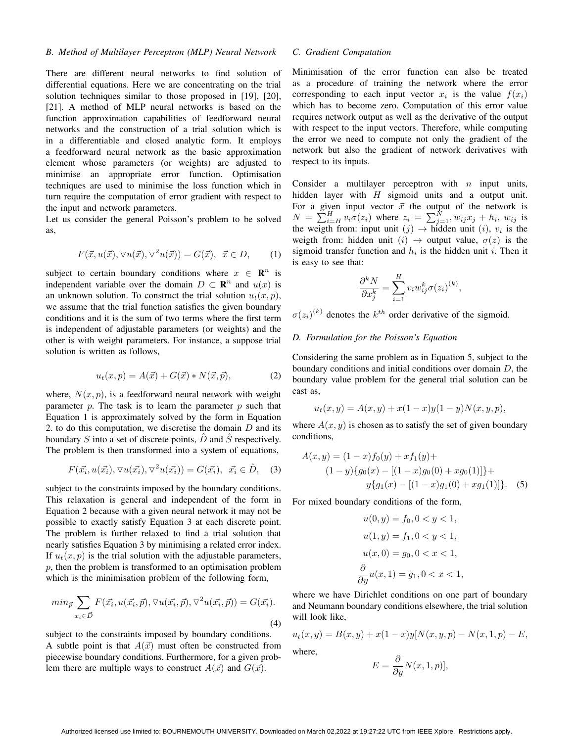### B. Method of Multilayer Perceptron (MLP) Neural Network

There are different neural networks to find solution of differential equations. Here we are concentrating on the trial solution techniques similar to those proposed in [19], [20], [21]. A method of MLP neural networks is based on the function approximation capabilities of feedforward neural networks and the construction of a trial solution which is in a differentiable and closed analytic form. It employs a feedforward neural network as the basic approximation element whose parameters (or weights) are adjusted to minimise an appropriate error function. Optimisation techniques are used to minimise the loss function which in turn require the computation of error gradient with respect to the input and network parameters.

Let us consider the general Poisson's problem to be solved as,

$$F(\vec{x}, u(\vec{x}), \nabla u(\vec{x}), \nabla^2 u(\vec{x})) = G(\vec{x}), \;\; \vec{x} \in D, \tag{1}$$

subject to certain boundary conditions where $x \in \mathbf{R}^n$ is independent variable over the domain $D \subset \mathbf{R}^n$ and $u(x)$ is an unknown solution. To construct the trial solution $u_t(x, p)$, we assume that the trial function satisfies the given boundary conditions and it is the sum of two terms where the first term is independent of adjustable parameters (or weights) and the other is with weight parameters. For instance, a suppose trial solution is written as follows,

$$u_t(x, p) = A(\vec{x}) + G(\vec{x}) * N(\vec{x}, \vec{p}), \tag{2}$$

where, $N(x, p)$, is a feedforward neural network with weight parameter $p$. The task is to learn the parameter $p$ such that Equation 1 is approximately solved by the form in Equation 2. to do this computation, we discretise the domain $D$ and its boundary $S$ into a set of discrete points, $\hat{D}$ and $\hat{S}$ respectively. The problem is then transformed into a system of equations,

$$F(\vec{x_i}, u(\vec{x_i}), \nabla u(\vec{x_i}), \nabla^2 u(\vec{x_i})) = G(\vec{x_i}), \;\; \vec{x_i} \in \hat{D}, \tag{3}$$

subject to the constraints imposed by the boundary conditions. This relaxation is general and independent of the form in Equation 2 because with a given neural network it may not be possible to exactly satisfy Equation 3 at each discrete point. The problem is further relaxed to find a trial solution that nearly satisfies Equation 3 by minimising a related error index. If $u_t(x, p)$ is the trial solution with the adjustable parameters, $p$, then the problem is transformed to an optimisation problem which is the minimisation problem of the following form,

$$min_{\vec{p}} \sum_{x_i \in \vec{D}} F(\vec{x_i}, u(\vec{x_i}, \vec{p}), \nabla u(\vec{x_i}, \vec{p}), \nabla^2 u(\vec{x_i}, \vec{p})) = G(\vec{x_i}). \tag{4}$$

subject to the constraints imposed by boundary conditions.

A subtle point is that $A(\vec{x})$ must often be constructed from piecewise boundary conditions. Furthermore, for a given problem there are multiple ways to construct $A(\vec{x})$ and $G(\vec{x})$.

### C. Gradient Computation

Minimisation of the error function can also be treated as a procedure of training the network where the error corresponding to each input vector $x_i$ is the value $f(x_i)$ which has to become zero. Computation of this error value requires network output as well as the derivative of the output with respect to the input vectors. Therefore, while computing the error we need to compute not only the gradient of the network but also the gradient of network derivatives with respect to its inputs.

Consider a multilayer perceptron with $n$ input units, hidden layer with $H$ sigmoid units and a output unit. For a given input vector $\vec{x}$ the output of the network is $N = \sum_{i=H}^{H} v_i \sigma(z_i)$ where $z_i = \sum_{j=1}^{N}, w_{ij} x_j + h_i$, $w_{ij}$ is the weigth from: input unit $(j) \rightarrow$ hidden unit $(i)$, $v_i$ is the weigth from: hidden unit $(i) \rightarrow$ output value, $\sigma(z)$ is the sigmoid transfer function and $h_i$ is the hidden unit $i$. Then it is easy to see that:

$$\frac{\partial^k N}{\partial x_j^k} = \sum_{i=1}^{H} v_i w_{ij}^k \sigma(z_i)^{(k)},$$

$\sigma(z_i)^{(k)}$ denotes the $k^{th}$ order derivative of the sigmoid.

### D. Formulation for the Poisson's Equation

Considering the same problem as in Equation 5, subject to the boundary conditions and initial conditions over domain $D$, the boundary value problem for the general trial solution can be cast as,

$$u_t(x, y) = A(x, y) + x(1-x)y(1-y)N(x, y, p),$$

where $A(x, y)$ is chosen as to satisfy the set of given boundary conditions,

$$\begin{aligned} A(x, y) = {} & (1-x)f_0(y) + xf_1(y) + \\ & (1-y)\{g_0(x) - [(1-x)g_0(0) + xg_0(1)]\} + \\ & y\{g_1(x) - [(1-x)g_1(0) + xg_1(1)]\}. \end{aligned} \tag{5}$$

For mixed boundary conditions of the form,

$$u(0, y) = f_0, 0 < y < 1,$$

$$u(1, y) = f_1, 0 < y < 1,$$

$$u(x, 0) = g_0, 0 < x < 1,$$

$$\frac{\partial}{\partial y} u(x, 1) = g_1, 0 < x < 1,$$

where we have Dirichlet conditions on one part of boundary and Neumann boundary conditions elsewhere, the trial solution will look like,

$$u_t(x, y) = B(x, y) + x(1-x)y[N(x, y, p) - N(x, 1, p) - E,$$

where,

$$E = \frac{\partial}{\partial y} N(x, 1, p)],$$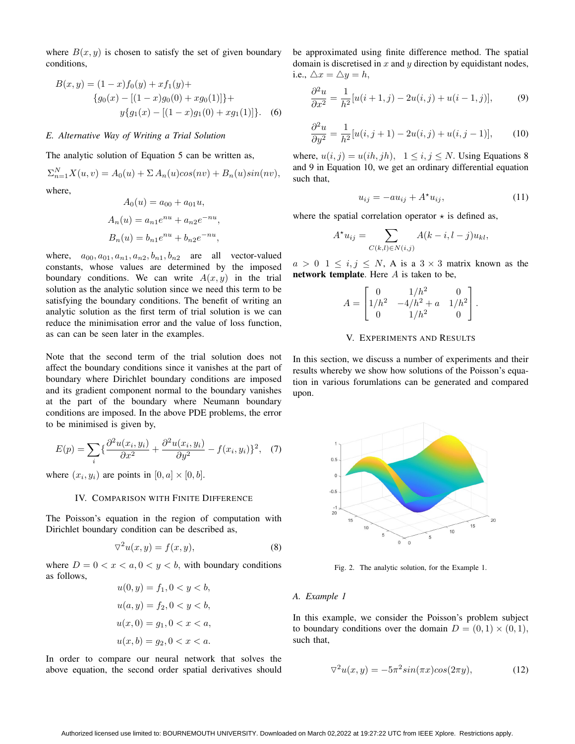where $B(x, y)$ is chosen to satisfy the set of given boundary conditions,

$$B(x,y) = (1-x)f_0(y) + xf_1(y) + \{g_0(x) - [(1-x)g_0(0) + xg_0(1)]\} + y\{g_1(x) - [(1-x)g_1(0) + xg_1(1)]\}. \quad (6)$$

### E. Alternative Way of Writing a Trial Solution

The analytic solution of Equation 5 can be written as,

$$\Sigma_{n=1}^{N} X(u,v) = A_0(u) + \Sigma A_n(u)cos(nv) + B_n(u)sin(nv),$$

where,

$$A_0(u) = a_{00} + a_{01}u,$$

$$A_n(u) = a_{n1}e^{nu} + a_{n2}e^{-nu},$$

$$B_n(u) = b_{n1}e^{nu} + b_{n2}e^{-nu},$$

where, $a_{00}, a_{01}, a_{n1}, a_{n2}, b_{n1}, b_{n2}$ are all vector-valued constants, whose values are determined by the imposed boundary conditions. We can write $A(x, y)$ in the trial solution as the analytic solution since we need this term to be satisfying the boundary conditions. The benefit of writing an analytic solution as the first term of trial solution is we can reduce the minimisation error and the value of loss function, as can can be seen later in the examples.

Note that the second term of the trial solution does not affect the boundary conditions since it vanishes at the part of boundary where Dirichlet boundary conditions are imposed and its gradient component normal to the boundary vanishes at the part of the boundary where Neumann boundary conditions are imposed. In the above PDE problems, the error to be minimised is given by,

$$E(p) = \sum_i \{\frac{\partial^2 u(x_i, y_i)}{\partial x^2} + \frac{\partial^2 u(x_i, y_i)}{\partial y^2} - f(x_i, y_i)\}^2, \quad (7)$$

where $(x_i, y_i)$ are points in $[0, a] \times [0, b]$.

## IV. Comparison with Finite Difference

The Poisson's equation in the region of computation with Dirichlet boundary condition can be described as,

$$\nabla^2 u(x, y) = f(x, y), \quad (8)$$

where $D = 0 < x < a, 0 < y < b$, with boundary conditions as follows,

$$u(0, y) = f_1, 0 < y < b,$$

$$u(a, y) = f_2, 0 < y < b,$$

$$u(x, 0) = g_1, 0 < x < a,$$

$$u(x, b) = g_2, 0 < x < a.$$

In order to compare our neural network that solves the above equation, the second order spatial derivatives should be approximated using finite difference method. The spatial domain is discretised in $x$ and $y$ direction by equidistant nodes, i.e., $\triangle x = \triangle y = h$,

$$\frac{\partial^2 u}{\partial x^2} = \frac{1}{h^2}[u(i+1, j) - 2u(i, j) + u(i-1, j)], \quad (9)$$

$$\frac{\partial^2 u}{\partial y^2} = \frac{1}{h^2}[u(i, j+1) - 2u(i, j) + u(i, j-1)], \quad (10)$$

where, $u(i, j) = u(ih, jh), \quad 1 \leq i, j \leq N$. Using Equations 8 and 9 in Equation 10, we get an ordinary differential equation such that,

$$u_{ij} = -au_{ij} + A^{\star}u_{ij}, \quad (11)$$

where the spatial correlation operator $\star$ is defined as,

$$A^{\star}u_{ij} = \sum_{C(k,l) \in N(i,j)} A(k-i, l-j)u_{kl},$$

$a > 0 \;\; 1 \leq i, j \leq N$, A is a $3 \times 3$ matrix known as the **network template**. Here $A$ is taken to be,

$$A = \begin{bmatrix} 0 & 1/h^2 & 0 \\ 1/h^2 & -4/h^2 + a & 1/h^2 \\ 0 & 1/h^2 & 0 \end{bmatrix}.$$

## V. Experiments and Results

In this section, we discuss a number of experiments and their results whereby we show how solutions of the Poisson's equation in various forumlations can be generated and compared upon.

Fig. 2. The analytic solution, for the Example 1.

### A. Example 1

In this example, we consider the Poisson's problem subject to boundary conditions over the domain $D = (0, 1) \times (0, 1)$, such that,

$$\nabla^2 u(x, y) = -5\pi^2 sin(\pi x)cos(2\pi y), \quad (12)$$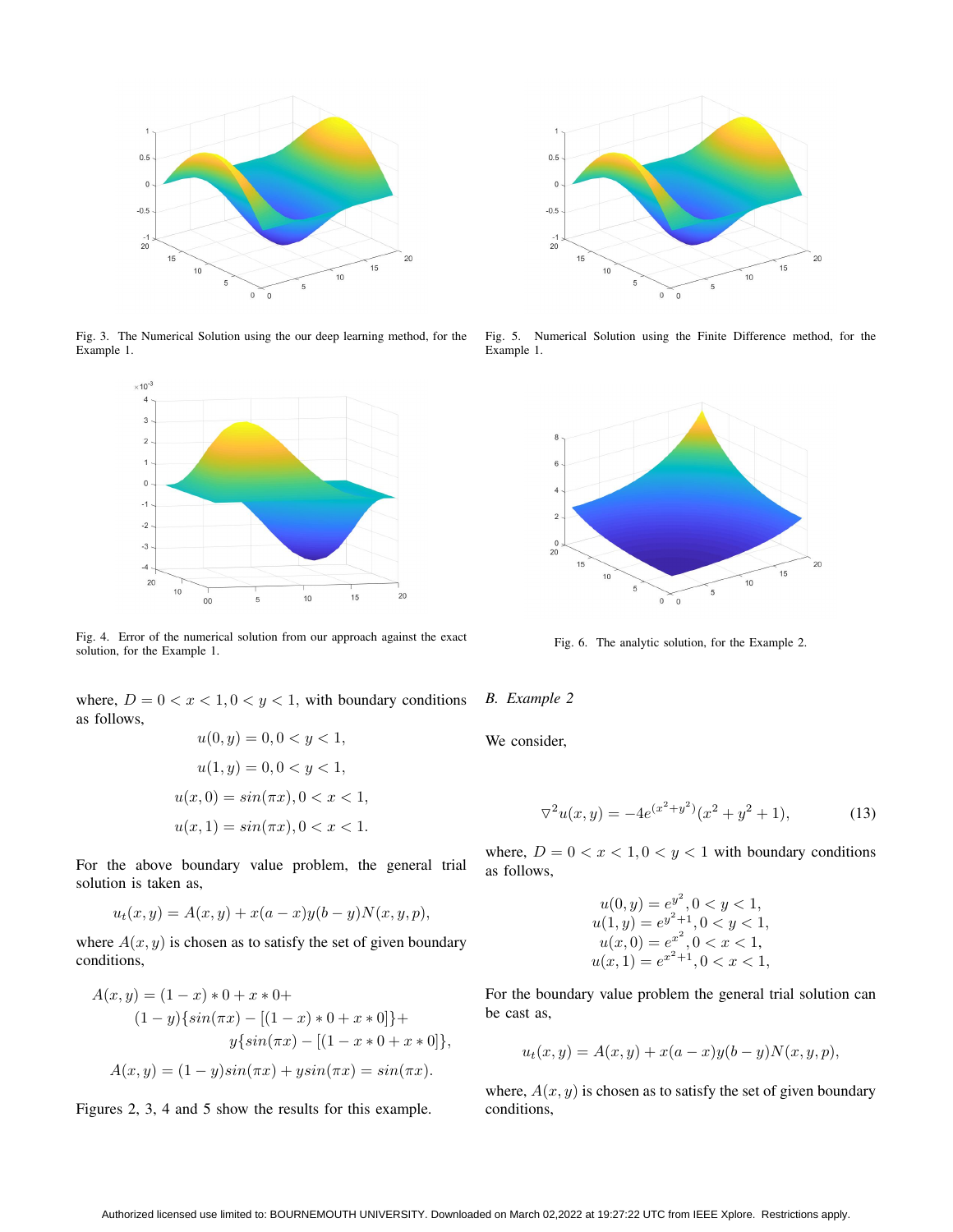Fig. 3. The Numerical Solution using the our deep learning method, for the Example 1.

Fig. 5. Numerical Solution using the Finite Difference method, for the Example 1.

Fig. 4. Error of the numerical solution from our approach against the exact solution, for the Example 1.

Fig. 6. The analytic solution, for the Example 2.

where, $D = 0 < x < 1, 0 < y < 1$, with boundary conditions as follows,

$$u(0, y) = 0, 0 < y < 1,$$

$$u(1, y) = 0, 0 < y < 1,$$

$$u(x, 0) = sin(\pi x), 0 < x < 1,$$

$$u(x, 1) = sin(\pi x), 0 < x < 1.$$

For the above boundary value problem, the general trial solution is taken as,

$$u_t(x, y) = A(x, y) + x(a - x)y(b - y)N(x, y, p),$$

where $A(x, y)$ is chosen as to satisfy the set of given boundary conditions,

$$A(x, y) = (1 - x) * 0 + x * 0 + (1 - y)\{sin(\pi x) - [(1 - x) * 0 + x * 0]\} + y\{sin(\pi x) - [(1 - x * 0 + x * 0]\},$$

$$A(x, y) = (1 - y)sin(\pi x) + ysin(\pi x) = sin(\pi x).$$

Figures 2, 3, 4 and 5 show the results for this example.

## B. Example 2

We consider,

$$\nabla^2 u(x, y) = -4e^{(x^2+y^2)}(x^2 + y^2 + 1), \tag{13}$$

where, $D = 0 < x < 1, 0 < y < 1$ with boundary conditions as follows,

$$u(0, y) = e^{y^2}, 0 < y < 1,$$
$$u(1, y) = e^{y^2+1}, 0 < y < 1,$$
$$u(x, 0) = e^{x^2}, 0 < x < 1,$$
$$u(x, 1) = e^{x^2+1}, 0 < x < 1,$$

For the boundary value problem the general trial solution can be cast as,

$$u_t(x, y) = A(x, y) + x(a - x)y(b - y)N(x, y, p),$$

where, $A(x, y)$ is chosen as to satisfy the set of given boundary conditions,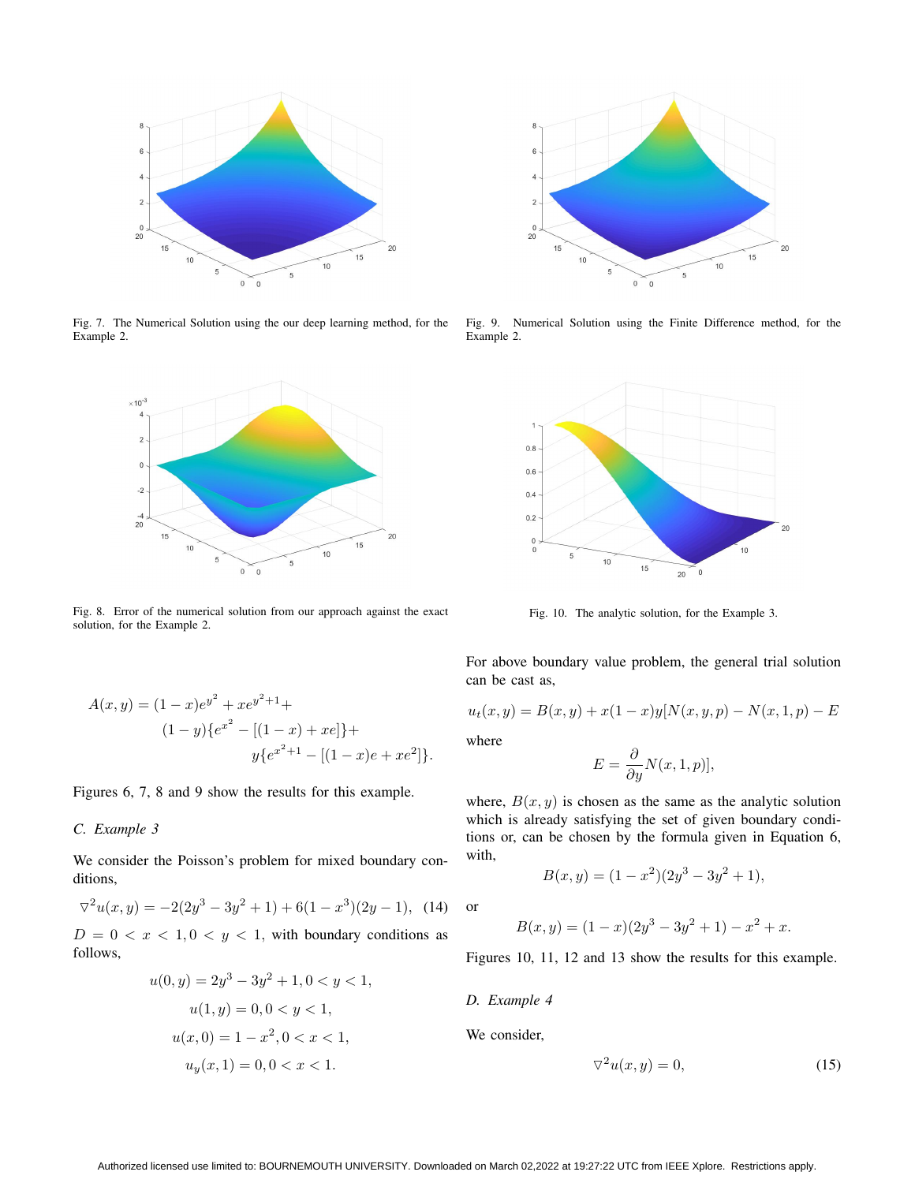Fig. 7. The Numerical Solution using the our deep learning method, for the Example 2.

Fig. 9. Numerical Solution using the Finite Difference method, for the Example 2.

Fig. 8. Error of the numerical solution from our approach against the exact solution, for the Example 2.

Fig. 10. The analytic solution, for the Example 3.

$$A(x,y) = (1-x)e^{y^2} + xe^{y^2+1} + (1-y)\{e^{x^2} - [(1-x) + xe]\} + y\{e^{x^2+1} - [(1-x)e + xe^2]\}.$$

Figures 6, 7, 8 and 9 show the results for this example.

### C. Example 3

We consider the Poisson's problem for mixed boundary conditions,

$$\nabla^2 u(x,y) = -2(2y^3 - 3y^2 + 1) + 6(1-x^3)(2y-1), \quad (14)$$

$D = 0 < x < 1, 0 < y < 1$, with boundary conditions as follows,

$$u(0,y) = 2y^3 - 3y^2 + 1, 0 < y < 1,$$

$$u(1,y) = 0, 0 < y < 1,$$

$$u(x,0) = 1 - x^2, 0 < x < 1,$$

$$u_y(x,1) = 0, 0 < x < 1.$$

For above boundary value problem, the general trial solution can be cast as,

$$u_t(x,y) = B(x,y) + x(1-x)y[N(x,y,p) - N(x,1,p) - E$$

where

$$E = \frac{\partial}{\partial y} N(x,1,p)],$$

where, $B(x,y)$ is chosen as the same as the analytic solution which is already satisfying the set of given boundary conditions or, can be chosen by the formula given in Equation 6, with,

$$B(x,y) = (1-x^2)(2y^3 - 3y^2 + 1),$$

or

$$B(x,y) = (1-x)(2y^3 - 3y^2 + 1) - x^2 + x.$$

Figures 10, 11, 12 and 13 show the results for this example.

### D. Example 4

We consider,

$$\nabla^2 u(x,y) = 0, \quad (15)$$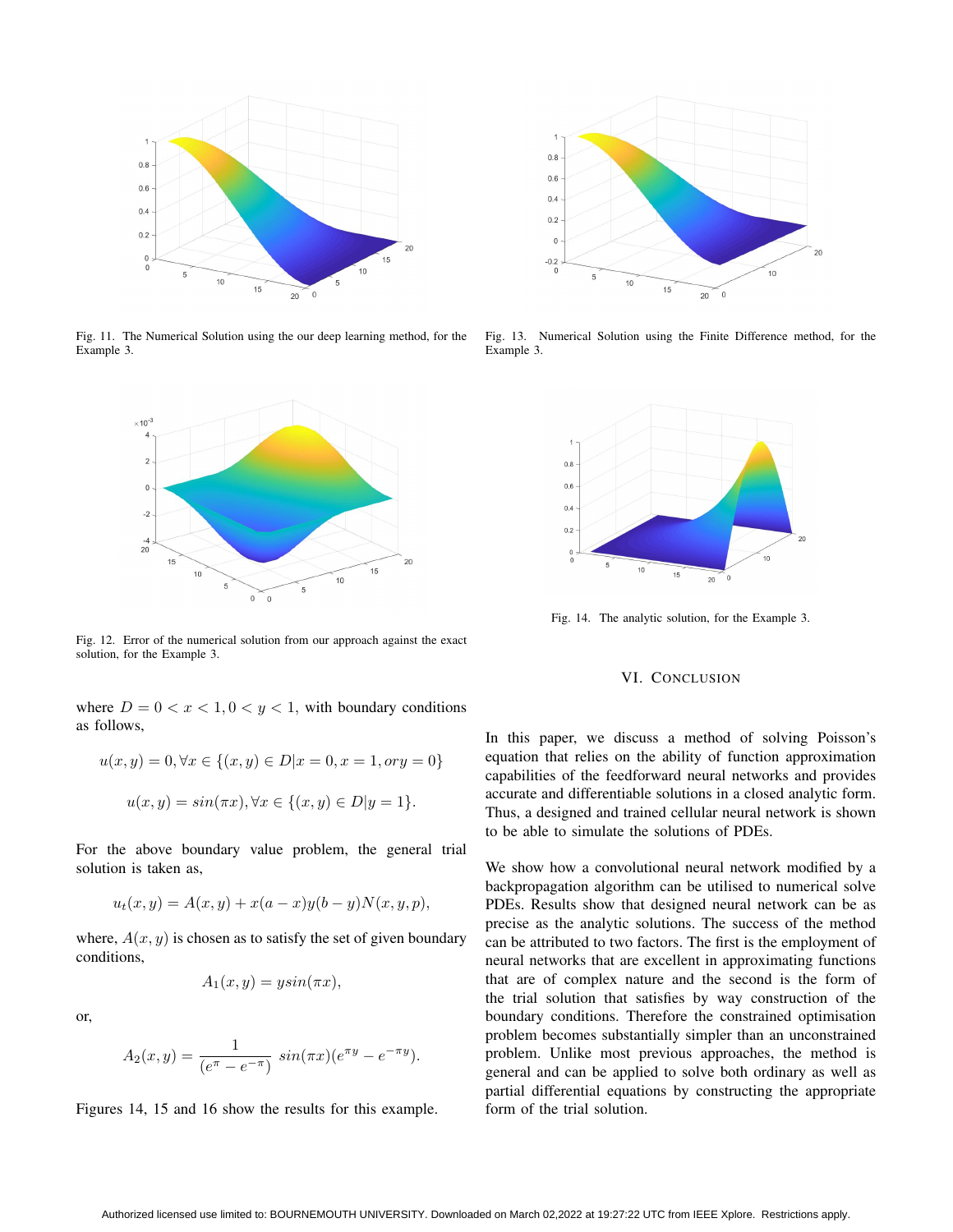Fig. 11. The Numerical Solution using the our deep learning method, for the Example 3.

Fig. 13. Numerical Solution using the Finite Difference method, for the Example 3.

Fig. 12. Error of the numerical solution from our approach against the exact solution, for the Example 3.

Fig. 14. The analytic solution, for the Example 3.

where $D = 0 < x < 1, 0 < y < 1$, with boundary conditions as follows,

$$u(x, y) = 0, \forall x \in \{(x, y) \in D | x = 0, x = 1, or y = 0\}$$

$$u(x, y) = sin(\pi x), \forall x \in \{(x, y) \in D | y = 1\}.$$

For the above boundary value problem, the general trial solution is taken as,

$$u_t(x, y) = A(x, y) + x(a - x)y(b - y)N(x, y, p),$$

where, $A(x, y)$ is chosen as to satisfy the set of given boundary conditions,

$$A_1(x, y) = ysin(\pi x),$$

or,

$$A_2(x, y) = \frac{1}{(e^{\pi} - e^{-\pi})} \; sin(\pi x)(e^{\pi y} - e^{-\pi y}).$$

Figures 14, 15 and 16 show the results for this example.

## VI. Conclusion

In this paper, we discuss a method of solving Poisson's equation that relies on the ability of function approximation capabilities of the feedforward neural networks and provides accurate and differentiable solutions in a closed analytic form. Thus, a designed and trained cellular neural network is shown to be able to simulate the solutions of PDEs.

We show how a convolutional neural network modified by a backpropagation algorithm can be utilised to numerical solve PDEs. Results show that designed neural network can be as precise as the analytic solutions. The success of the method can be attributed to two factors. The first is the employment of neural networks that are excellent in approximating functions that are of complex nature and the second is the form of the trial solution that satisfies by way construction of the boundary conditions. Therefore the constrained optimisation problem becomes substantially simpler than an unconstrained problem. Unlike most previous approaches, the method is general and can be applied to solve both ordinary as well as partial differential equations by constructing the appropriate form of the trial solution.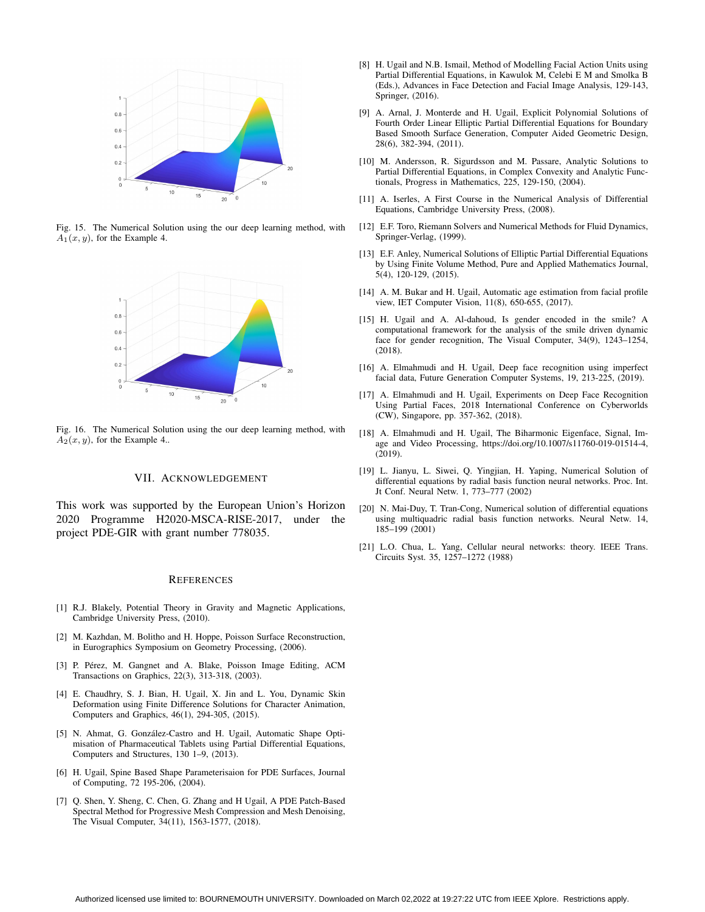1
0.8
0.6
0.4
0.2
0
0
5
10
15
20
0
10
20

Fig. 15. The Numerical Solution using the our deep learning method, with $A_1(x, y)$, for the Example 4.

1
0.8
0.6
0.4
0.2
0
0
5
10
15
20
0
10
20

Fig. 16. The Numerical Solution using the our deep learning method, with $A_2(x, y)$, for the Example 4..

## VII. Acknowledgement

This work was supported by the European Union's Horizon 2020 Programme H2020-MSCA-RISE-2017, under the project PDE-GIR with grant number 778035.

## References

[1] R.J. Blakely, Potential Theory in Gravity and Magnetic Applications, Cambridge University Press, (2010).

[2] M. Kazhdan, M. Bolitho and H. Hoppe, Poisson Surface Reconstruction, in Eurographics Symposium on Geometry Processing, (2006).

[3] P. Pérez, M. Gangnet and A. Blake, Poisson Image Editing, ACM Transactions on Graphics, 22(3), 313-318, (2003).

[4] E. Chaudhry, S. J. Bian, H. Ugail, X. Jin and L. You, Dynamic Skin Deformation using Finite Difference Solutions for Character Animation, Computers and Graphics, 46(1), 294-305, (2015).

[5] N. Ahmat, G. González-Castro and H. Ugail, Automatic Shape Optimisation of Pharmaceutical Tablets using Partial Differential Equations, Computers and Structures, 130 1–9, (2013).

[6] H. Ugail, Spine Based Shape Parameterisaion for PDE Surfaces, Journal of Computing, 72 195-206, (2004).

[7] Q. Shen, Y. Sheng, C. Chen, G. Zhang and H Ugail, A PDE Patch-Based Spectral Method for Progressive Mesh Compression and Mesh Denoising, The Visual Computer, 34(11), 1563-1577, (2018).

[8] H. Ugail and N.B. Ismail, Method of Modelling Facial Action Units using Partial Differential Equations, in Kawulok M, Celebi E M and Smolka B (Eds.), Advances in Face Detection and Facial Image Analysis, 129-143, Springer, (2016).

[9] A. Arnal, J. Monterde and H. Ugail, Explicit Polynomial Solutions of Fourth Order Linear Elliptic Partial Differential Equations for Boundary Based Smooth Surface Generation, Computer Aided Geometric Design, 28(6), 382-394, (2011).

[10] M. Andersson, R. Sigurdsson and M. Passare, Analytic Solutions to Partial Differential Equations, in Complex Convexity and Analytic Functionals, Progress in Mathematics, 225, 129-150, (2004).

[11] A. Iserles, A First Course in the Numerical Analysis of Differential Equations, Cambridge University Press, (2008).

[12] E.F. Toro, Riemann Solvers and Numerical Methods for Fluid Dynamics, Springer-Verlag, (1999).

[13] E.F. Anley, Numerical Solutions of Elliptic Partial Differential Equations by Using Finite Volume Method, Pure and Applied Mathematics Journal, 5(4), 120-129, (2015).

[14] A. M. Bukar and H. Ugail, Automatic age estimation from facial profile view, IET Computer Vision, 11(8), 650-655, (2017).

[15] H. Ugail and A. Al-dahoud, Is gender encoded in the smile? A computational framework for the analysis of the smile driven dynamic face for gender recognition, The Visual Computer, 34(9), 1243–1254, (2018).

[16] A. Elmahmudi and H. Ugail, Deep face recognition using imperfect facial data, Future Generation Computer Systems, 19, 213-225, (2019).

[17] A. Elmahmudi and H. Ugail, Experiments on Deep Face Recognition Using Partial Faces, 2018 International Conference on Cyberworlds (CW), Singapore, pp. 357-362, (2018).

[18] A. Elmahmudi and H. Ugail, The Biharmonic Eigenface, Signal, Image and Video Processing, https://doi.org/10.1007/s11760-019-01514-4, (2019).

[19] L. Jianyu, L. Siwei, Q. Yingjian, H. Yaping, Numerical Solution of differential equations by radial basis function neural networks. Proc. Int. Jt Conf. Neural Netw. 1, 773–777 (2002)

[20] N. Mai-Duy, T. Tran-Cong, Numerical solution of differential equations using multiquadric radial basis function networks. Neural Netw. 14, 185–199 (2001)

[21] L.O. Chua, L. Yang, Cellular neural networks: theory. IEEE Trans. Circuits Syst. 35, 1257–1272 (1988)